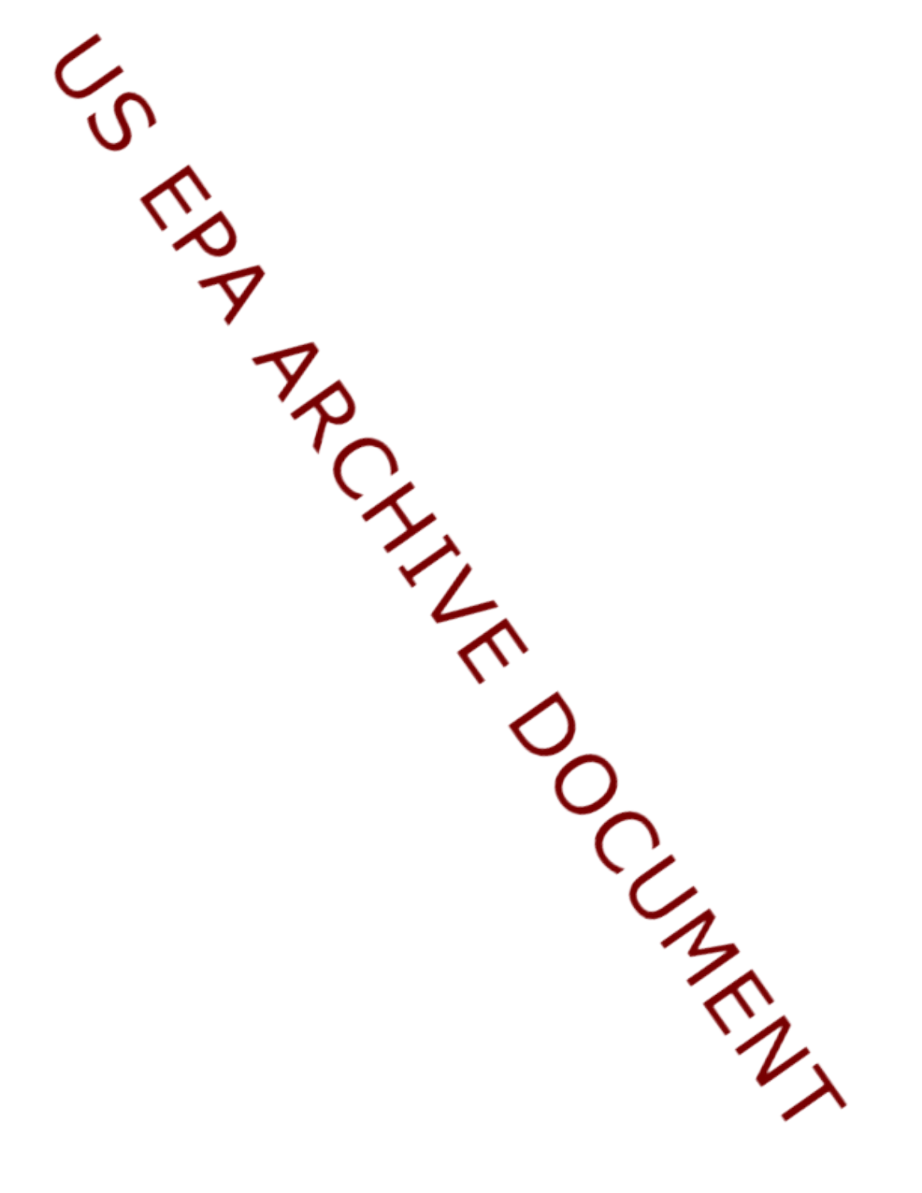US EPA ARCHIVE DOCUMENT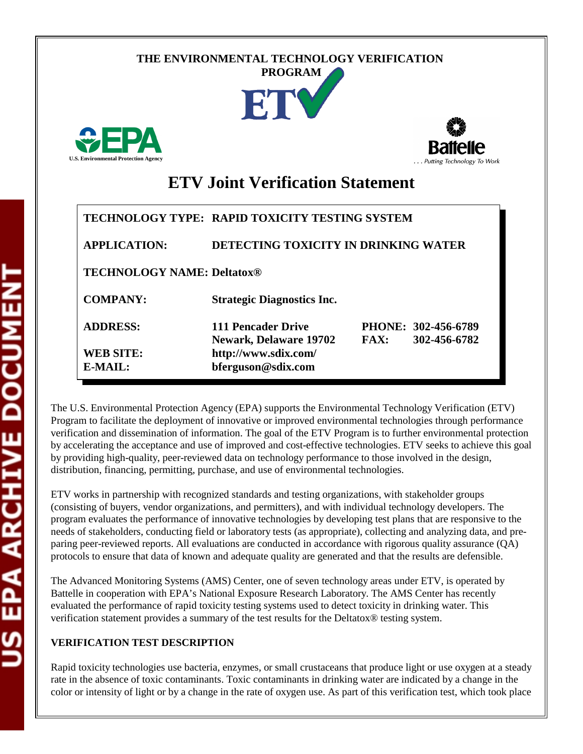THE ENVIRONMENTAL TECHNOLOGY VERIFICATION PROGRAM

ETV

U.S. Environmental Protection Agency

Battelle

. . . Putting Technology To Work

# ETV Joint Verification Statement

| | | | |
|---|---|---|---|
| **TECHNOLOGY TYPE:** | **RAPID TOXICITY TESTING SYSTEM** | | |
| **APPLICATION:** | **DETECTING TOXICITY IN DRINKING WATER** | | |
| **TECHNOLOGY NAME:** | **Deltatox®** | | |
| **COMPANY:** | **Strategic Diagnostics Inc.** | | |
| **ADDRESS:** | **111 Pencader Drive<br>Newark, Delaware 19702** | **PHONE:<br>FAX:** | **302-456-6789<br>302-456-6782** |
| **WEB SITE:** | **http://www.sdix.com/** | | |
| **E-MAIL:** | **bferguson@sdix.com** | | |

The U.S. Environmental Protection Agency (EPA) supports the Environmental Technology Verification (ETV) Program to facilitate the deployment of innovative or improved environmental technologies through performance verification and dissemination of information. The goal of the ETV Program is to further environmental protection by accelerating the acceptance and use of improved and cost-effective technologies. ETV seeks to achieve this goal by providing high-quality, peer-reviewed data on technology performance to those involved in the design, distribution, financing, permitting, purchase, and use of environmental technologies.

ETV works in partnership with recognized standards and testing organizations, with stakeholder groups (consisting of buyers, vendor organizations, and permitters), and with individual technology developers. The program evaluates the performance of innovative technologies by developing test plans that are responsive to the needs of stakeholders, conducting field or laboratory tests (as appropriate), collecting and analyzing data, and preparing peer-reviewed reports. All evaluations are conducted in accordance with rigorous quality assurance (QA) protocols to ensure that data of known and adequate quality are generated and that the results are defensible.

The Advanced Monitoring Systems (AMS) Center, one of seven technology areas under ETV, is operated by Battelle in cooperation with EPA's National Exposure Research Laboratory. The AMS Center has recently evaluated the performance of rapid toxicity testing systems used to detect toxicity in drinking water. This verification statement provides a summary of the test results for the Deltatox® testing system.

**VERIFICATION TEST DESCRIPTION**

Rapid toxicity technologies use bacteria, enzymes, or small crustaceans that produce light or use oxygen at a steady rate in the absence of toxic contaminants. Toxic contaminants in drinking water are indicated by a change in the color or intensity of light or by a change in the rate of oxygen use. As part of this verification test, which took place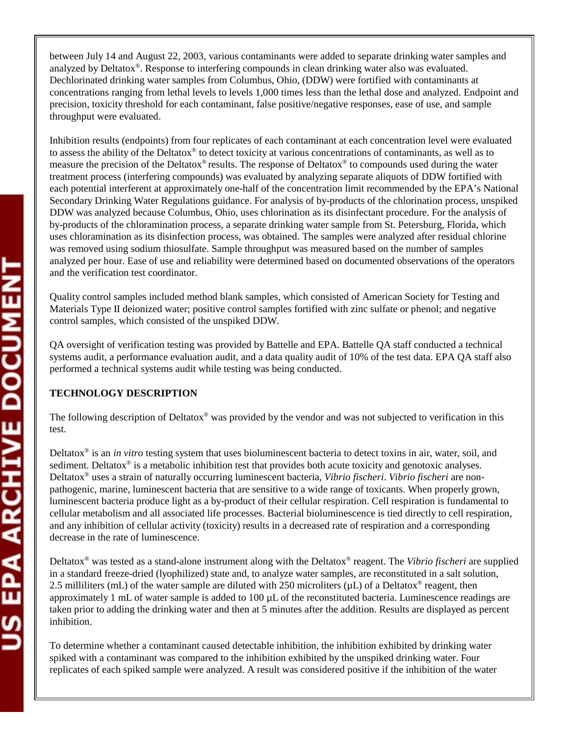between July 14 and August 22, 2003, various contaminants were added to separate drinking water samples and analyzed by Deltatox®. Response to interfering compounds in clean drinking water also was evaluated. Dechlorinated drinking water samples from Columbus, Ohio, (DDW) were fortified with contaminants at concentrations ranging from lethal levels to levels 1,000 times less than the lethal dose and analyzed. Endpoint and precision, toxicity threshold for each contaminant, false positive/negative responses, ease of use, and sample throughput were evaluated.

Inhibition results (endpoints) from four replicates of each contaminant at each concentration level were evaluated to assess the ability of the Deltatox® to detect toxicity at various concentrations of contaminants, as well as to measure the precision of the Deltatox® results. The response of Deltatox® to compounds used during the water treatment process (interfering compounds) was evaluated by analyzing separate aliquots of DDW fortified with each potential interferent at approximately one-half of the concentration limit recommended by the EPA's National Secondary Drinking Water Regulations guidance. For analysis of by-products of the chlorination process, unspiked DDW was analyzed because Columbus, Ohio, uses chlorination as its disinfectant procedure. For the analysis of by-products of the chloramination process, a separate drinking water sample from St. Petersburg, Florida, which uses chloramination as its disinfection process, was obtained. The samples were analyzed after residual chlorine was removed using sodium thiosulfate. Sample throughput was measured based on the number of samples analyzed per hour. Ease of use and reliability were determined based on documented observations of the operators and the verification test coordinator.

Quality control samples included method blank samples, which consisted of American Society for Testing and Materials Type II deionized water; positive control samples fortified with zinc sulfate or phenol; and negative control samples, which consisted of the unspiked DDW.

QA oversight of verification testing was provided by Battelle and EPA. Battelle QA staff conducted a technical systems audit, a performance evaluation audit, and a data quality audit of 10% of the test data. EPA QA staff also performed a technical systems audit while testing was being conducted.

**TECHNOLOGY DESCRIPTION**

The following description of Deltatox® was provided by the vendor and was not subjected to verification in this test.

Deltatox® is an *in vitro* testing system that uses bioluminescent bacteria to detect toxins in air, water, soil, and sediment. Deltatox® is a metabolic inhibition test that provides both acute toxicity and genotoxic analyses. Deltatox® uses a strain of naturally occurring luminescent bacteria, *Vibrio fischeri*. *Vibrio fischeri* are non-pathogenic, marine, luminescent bacteria that are sensitive to a wide range of toxicants. When properly grown, luminescent bacteria produce light as a by-product of their cellular respiration. Cell respiration is fundamental to cellular metabolism and all associated life processes. Bacterial bioluminescence is tied directly to cell respiration, and any inhibition of cellular activity (toxicity) results in a decreased rate of respiration and a corresponding decrease in the rate of luminescence.

Deltatox® was tested as a stand-alone instrument along with the Deltatox® reagent. The *Vibrio fischeri* are supplied in a standard freeze-dried (lyophilized) state and, to analyze water samples, are reconstituted in a salt solution, 2.5 milliliters (mL) of the water sample are diluted with 250 microliters (µL) of a Deltatox® reagent, then approximately 1 mL of water sample is added to 100 µL of the reconstituted bacteria. Luminescence readings are taken prior to adding the drinking water and then at 5 minutes after the addition. Results are displayed as percent inhibition.

To determine whether a contaminant caused detectable inhibition, the inhibition exhibited by drinking water spiked with a contaminant was compared to the inhibition exhibited by the unspiked drinking water. Four replicates of each spiked sample were analyzed. A result was considered positive if the inhibition of the water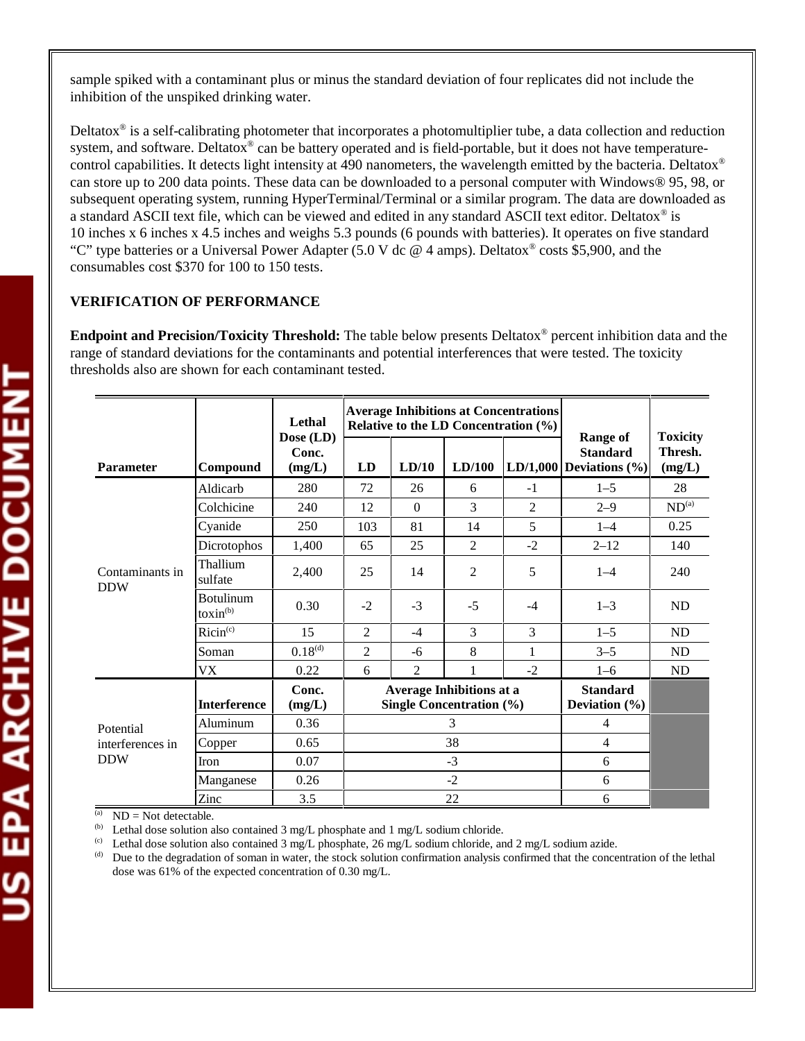sample spiked with a contaminant plus or minus the standard deviation of four replicates did not include the inhibition of the unspiked drinking water.

Deltatox® is a self-calibrating photometer that incorporates a photomultiplier tube, a data collection and reduction system, and software. Deltatox® can be battery operated and is field-portable, but it does not have temperature-control capabilities. It detects light intensity at 490 nanometers, the wavelength emitted by the bacteria. Deltatox® can store up to 200 data points. These data can be downloaded to a personal computer with Windows® 95, 98, or subsequent operating system, running HyperTerminal/Terminal or a similar program. The data are downloaded as a standard ASCII text file, which can be viewed and edited in any standard ASCII text editor. Deltatox® is 10 inches x 6 inches x 4.5 inches and weighs 5.3 pounds (6 pounds with batteries). It operates on five standard "C" type batteries or a Universal Power Adapter (5.0 V dc @ 4 amps). Deltatox® costs $5,900, and the consumables cost $370 for 100 to 150 tests.

**VERIFICATION OF PERFORMANCE**

**Endpoint and Precision/Toxicity Threshold:** The table below presents Deltatox® percent inhibition data and the range of standard deviations for the contaminants and potential interferences that were tested. The toxicity thresholds also are shown for each contaminant tested.

| Parameter | Compound | Lethal Dose (LD) Conc. (mg/L) | Average Inhibitions at Concentrations Relative to the LD Concentration (%) | | | | Range of Standard Deviations (%) | Toxicity Thresh. (mg/L) |
|---|---|---|---|---|---|---|---|---|
| | | | LD | LD/10 | LD/100 | LD/1,000 | | |
| Contaminants in DDW | Aldicarb | 280 | 72 | 26 | 6 | -1 | 1–5 | 28 |
| | Colchicine | 240 | 12 | 0 | 3 | 2 | 2–9 | ND[a] |
| | Cyanide | 250 | 103 | 81 | 14 | 5 | 1–4 | 0.25 |
| | Dicrotophos | 1,400 | 65 | 25 | 2 | -2 | 2–12 | 140 |
| | Thallium sulfate | 2,400 | 25 | 14 | 2 | 5 | 1–4 | 240 |
| | Botulinum toxin[b] | 0.30 | -2 | -3 | -5 | -4 | 1–3 | ND |
| | Ricin[c] | 15 | 2 | -4 | 3 | 3 | 1–5 | ND |
| | Soman | 0.18[d] | 2 | -6 | 8 | 1 | 3–5 | ND |
| | VX | 0.22 | 6 | 2 | 1 | -2 | 1–6 | ND |
| | **Interference** | **Conc. (mg/L)** | **Average Inhibitions at a Single Concentration (%)** | | | | **Standard Deviation (%)** | |
| Potential interferences in DDW | Aluminum | 0.36 | 3 | | | | 4 | |
| | Copper | 0.65 | 38 | | | | 4 | |
| | Iron | 0.07 | -3 | | | | 6 | |
| | Manganese | 0.26 | -2 | | | | 6 | |
| | Zinc | 3.5 | 22 | | | | 6 | |

[a] ND = Not detectable.

[b] Lethal dose solution also contained 3 mg/L phosphate and 1 mg/L sodium chloride.

[c] Lethal dose solution also contained 3 mg/L phosphate, 26 mg/L sodium chloride, and 2 mg/L sodium azide.

[d] Due to the degradation of soman in water, the stock solution confirmation analysis confirmed that the concentration of the lethal dose was 61% of the expected concentration of 0.30 mg/L.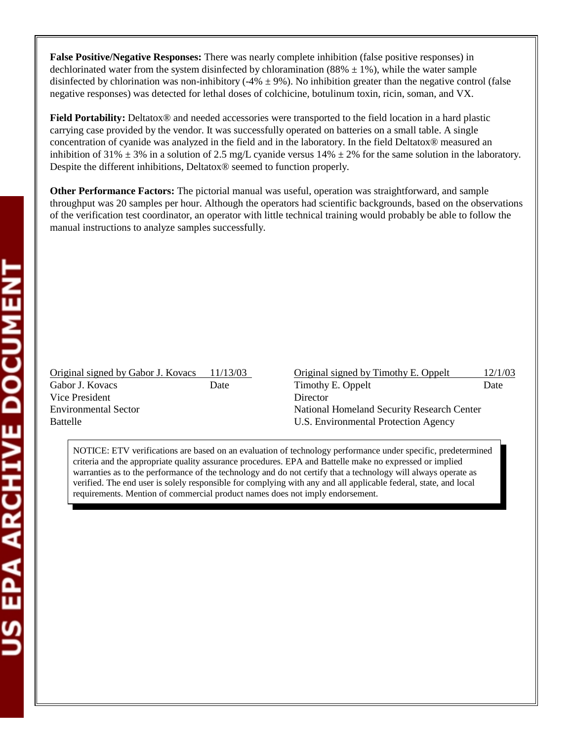**False Positive/Negative Responses:** There was nearly complete inhibition (false positive responses) in dechlorinated water from the system disinfected by chloramination (88% ± 1%), while the water sample disinfected by chlorination was non-inhibitory (-4% ± 9%). No inhibition greater than the negative control (false negative responses) was detected for lethal doses of colchicine, botulinum toxin, ricin, soman, and VX.

**Field Portability:** Deltatox® and needed accessories were transported to the field location in a hard plastic carrying case provided by the vendor. It was successfully operated on batteries on a small table. A single concentration of cyanide was analyzed in the field and in the laboratory. In the field Deltatox® measured an inhibition of 31% ± 3% in a solution of 2.5 mg/L cyanide versus 14% ± 2% for the same solution in the laboratory. Despite the different inhibitions, Deltatox® seemed to function properly.

**Other Performance Factors:** The pictorial manual was useful, operation was straightforward, and sample throughput was 20 samples per hour. Although the operators had scientific backgrounds, based on the observations of the verification test coordinator, an operator with little technical training would probably be able to follow the manual instructions to analyze samples successfully.

Original signed by Gabor J. Kovacs 11/13/03
Gabor J. Kovacs Date
Vice President
Environmental Sector
Battelle

Original signed by Timothy E. Oppelt 12/1/03
Timothy E. Oppelt Date
Director
National Homeland Security Research Center
U.S. Environmental Protection Agency

NOTICE: ETV verifications are based on an evaluation of technology performance under specific, predetermined criteria and the appropriate quality assurance procedures. EPA and Battelle make no expressed or implied warranties as to the performance of the technology and do not certify that a technology will always operate as verified. The end user is solely responsible for complying with any and all applicable federal, state, and local requirements. Mention of commercial product names does not imply endorsement.